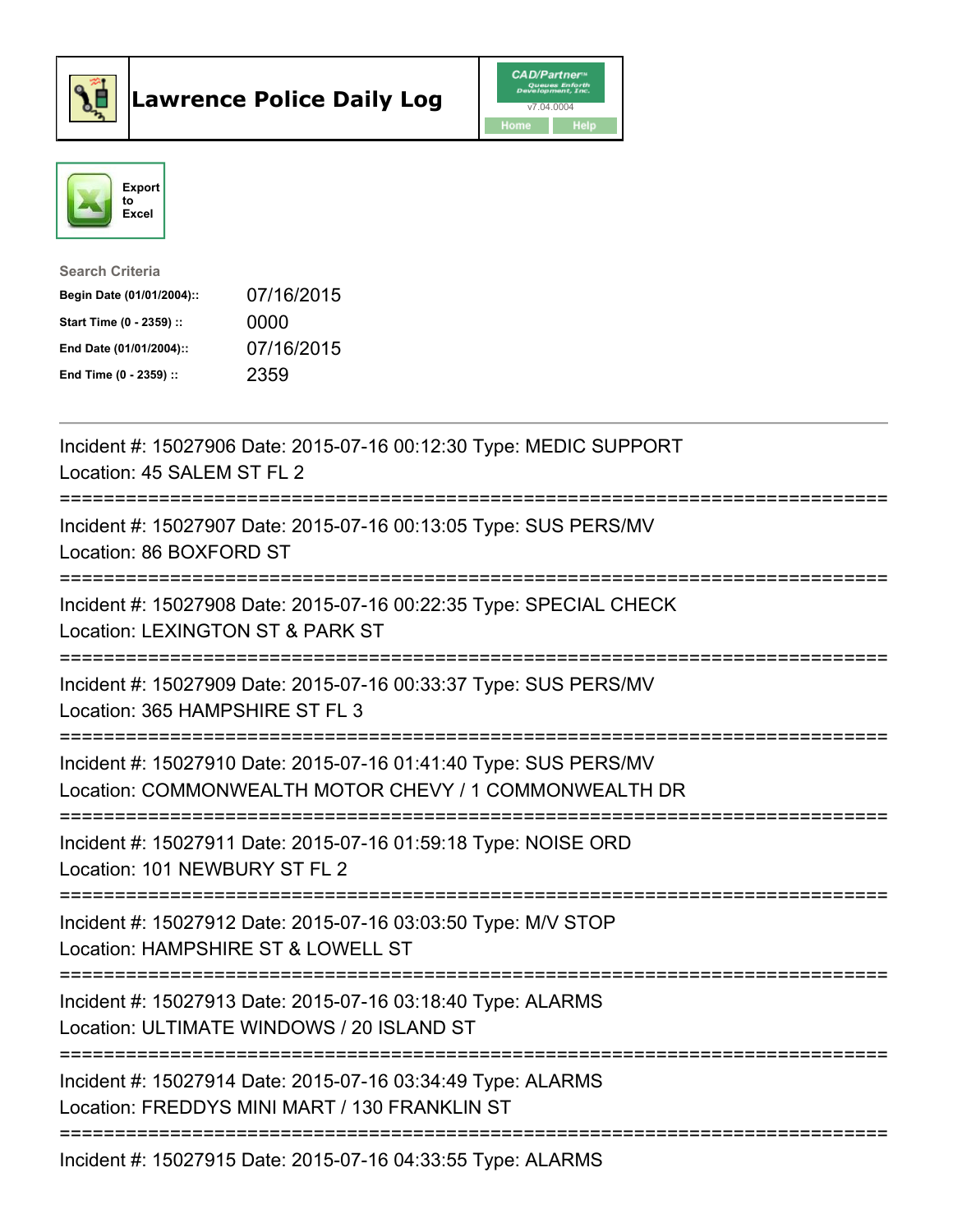# Lawrence Police Daily Log

CAD/Partner
v7.04.0004
Home | Help

Export to Excel

**Search Criteria**

| | |
|---|---|
| **Begin Date (01/01/2004)::** | 07/16/2015 |
| **Start Time (0 - 2359) ::** | 0000 |
| **End Date (01/01/2004)::** | 07/16/2015 |
| **End Time (0 - 2359) ::** | 2359 |

---

Incident #: 15027906 Date: 2015-07-16 00:12:30 Type: MEDIC SUPPORT
Location: 45 SALEM ST FL 2

===========================================================================

Incident #: 15027907 Date: 2015-07-16 00:13:05 Type: SUS PERS/MV
Location: 86 BOXFORD ST

===========================================================================

Incident #: 15027908 Date: 2015-07-16 00:22:35 Type: SPECIAL CHECK
Location: LEXINGTON ST & PARK ST

===========================================================================

Incident #: 15027909 Date: 2015-07-16 00:33:37 Type: SUS PERS/MV
Location: 365 HAMPSHIRE ST FL 3

===========================================================================

Incident #: 15027910 Date: 2015-07-16 01:41:40 Type: SUS PERS/MV
Location: COMMONWEALTH MOTOR CHEVY / 1 COMMONWEALTH DR

===========================================================================

Incident #: 15027911 Date: 2015-07-16 01:59:18 Type: NOISE ORD
Location: 101 NEWBURY ST FL 2

===========================================================================

Incident #: 15027912 Date: 2015-07-16 03:03:50 Type: M/V STOP
Location: HAMPSHIRE ST & LOWELL ST

===========================================================================

Incident #: 15027913 Date: 2015-07-16 03:18:40 Type: ALARMS
Location: ULTIMATE WINDOWS / 20 ISLAND ST

===========================================================================

Incident #: 15027914 Date: 2015-07-16 03:34:49 Type: ALARMS
Location: FREDDYS MINI MART / 130 FRANKLIN ST

===========================================================================

Incident #: 15027915 Date: 2015-07-16 04:33:55 Type: ALARMS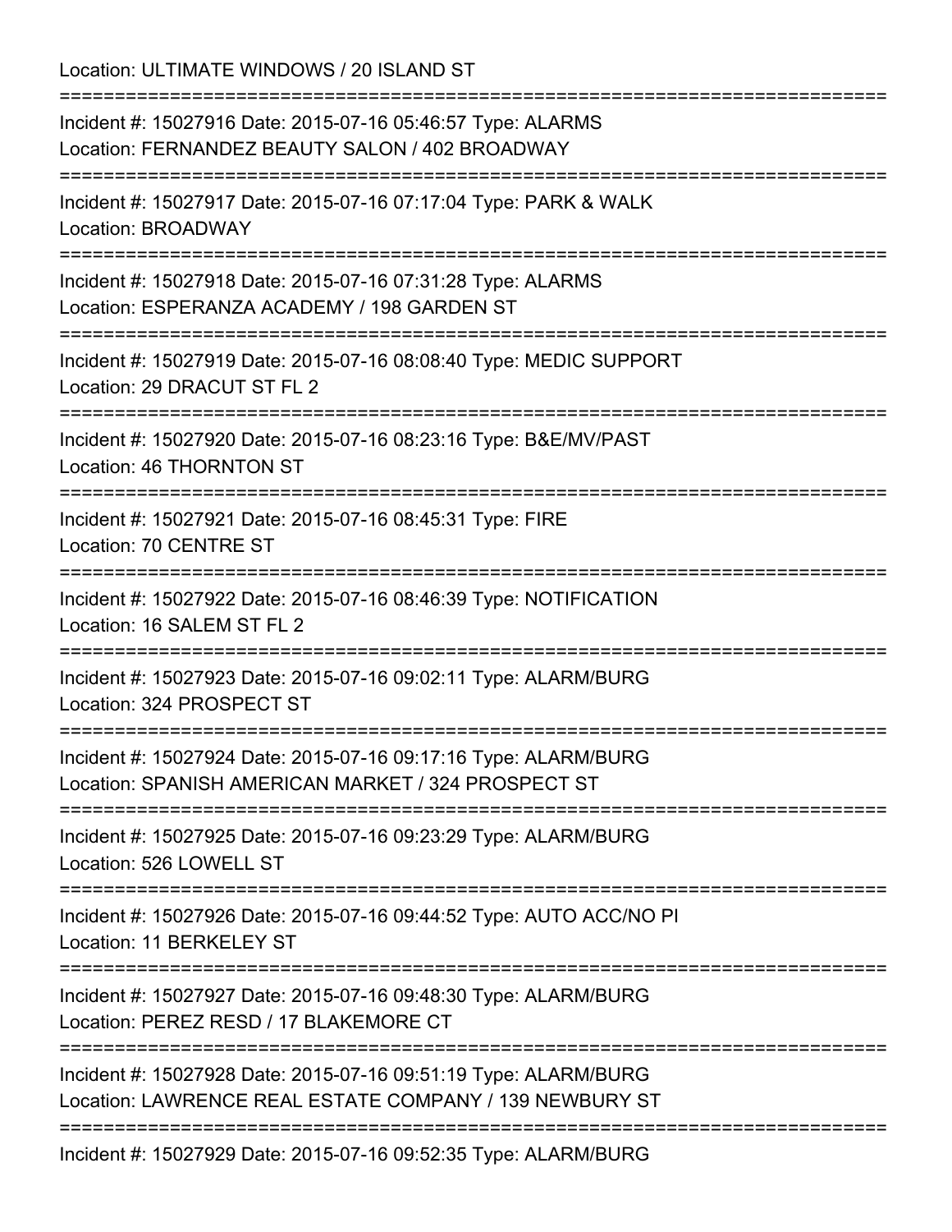Location: ULTIMATE WINDOWS / 20 ISLAND ST

===========================================================================

Incident #: 15027916 Date: 2015-07-16 05:46:57 Type: ALARMS
Location: FERNANDEZ BEAUTY SALON / 402 BROADWAY

===========================================================================

Incident #: 15027917 Date: 2015-07-16 07:17:04 Type: PARK & WALK
Location: BROADWAY

===========================================================================

Incident #: 15027918 Date: 2015-07-16 07:31:28 Type: ALARMS
Location: ESPERANZA ACADEMY / 198 GARDEN ST

===========================================================================

Incident #: 15027919 Date: 2015-07-16 08:08:40 Type: MEDIC SUPPORT
Location: 29 DRACUT ST FL 2

===========================================================================

Incident #: 15027920 Date: 2015-07-16 08:23:16 Type: B&E/MV/PAST
Location: 46 THORNTON ST

===========================================================================

Incident #: 15027921 Date: 2015-07-16 08:45:31 Type: FIRE
Location: 70 CENTRE ST

===========================================================================

Incident #: 15027922 Date: 2015-07-16 08:46:39 Type: NOTIFICATION
Location: 16 SALEM ST FL 2

===========================================================================

Incident #: 15027923 Date: 2015-07-16 09:02:11 Type: ALARM/BURG
Location: 324 PROSPECT ST

===========================================================================

Incident #: 15027924 Date: 2015-07-16 09:17:16 Type: ALARM/BURG
Location: SPANISH AMERICAN MARKET / 324 PROSPECT ST

===========================================================================

Incident #: 15027925 Date: 2015-07-16 09:23:29 Type: ALARM/BURG
Location: 526 LOWELL ST

===========================================================================

Incident #: 15027926 Date: 2015-07-16 09:44:52 Type: AUTO ACC/NO PI
Location: 11 BERKELEY ST

===========================================================================

Incident #: 15027927 Date: 2015-07-16 09:48:30 Type: ALARM/BURG
Location: PEREZ RESD / 17 BLAKEMORE CT

===========================================================================

Incident #: 15027928 Date: 2015-07-16 09:51:19 Type: ALARM/BURG
Location: LAWRENCE REAL ESTATE COMPANY / 139 NEWBURY ST

===========================================================================

Incident #: 15027929 Date: 2015-07-16 09:52:35 Type: ALARM/BURG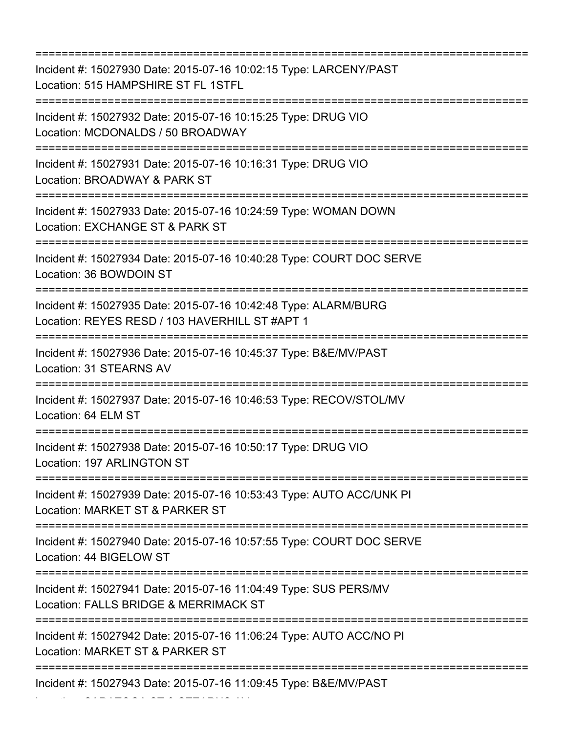===========================================================================
Incident #: 15027930 Date: 2015-07-16 10:02:15 Type: LARCENY/PAST
Location: 515 HAMPSHIRE ST FL 1STFL
===========================================================================
Incident #: 15027932 Date: 2015-07-16 10:15:25 Type: DRUG VIO
Location: MCDONALDS / 50 BROADWAY
===========================================================================
Incident #: 15027931 Date: 2015-07-16 10:16:31 Type: DRUG VIO
Location: BROADWAY & PARK ST
===========================================================================
Incident #: 15027933 Date: 2015-07-16 10:24:59 Type: WOMAN DOWN
Location: EXCHANGE ST & PARK ST
===========================================================================
Incident #: 15027934 Date: 2015-07-16 10:40:28 Type: COURT DOC SERVE
Location: 36 BOWDOIN ST
===========================================================================
Incident #: 15027935 Date: 2015-07-16 10:42:48 Type: ALARM/BURG
Location: REYES RESD / 103 HAVERHILL ST #APT 1
===========================================================================
Incident #: 15027936 Date: 2015-07-16 10:45:37 Type: B&E/MV/PAST
Location: 31 STEARNS AV
===========================================================================
Incident #: 15027937 Date: 2015-07-16 10:46:53 Type: RECOV/STOL/MV
Location: 64 ELM ST
===========================================================================
Incident #: 15027938 Date: 2015-07-16 10:50:17 Type: DRUG VIO
Location: 197 ARLINGTON ST
===========================================================================
Incident #: 15027939 Date: 2015-07-16 10:53:43 Type: AUTO ACC/UNK PI
Location: MARKET ST & PARKER ST
===========================================================================
Incident #: 15027940 Date: 2015-07-16 10:57:55 Type: COURT DOC SERVE
Location: 44 BIGELOW ST
===========================================================================
Incident #: 15027941 Date: 2015-07-16 11:04:49 Type: SUS PERS/MV
Location: FALLS BRIDGE & MERRIMACK ST
===========================================================================
Incident #: 15027942 Date: 2015-07-16 11:06:24 Type: AUTO ACC/NO PI
Location: MARKET ST & PARKER ST
===========================================================================
Incident #: 15027943 Date: 2015-07-16 11:09:45 Type: B&E/MV/PAST
Location: SARATOGA ST & STEARNS AV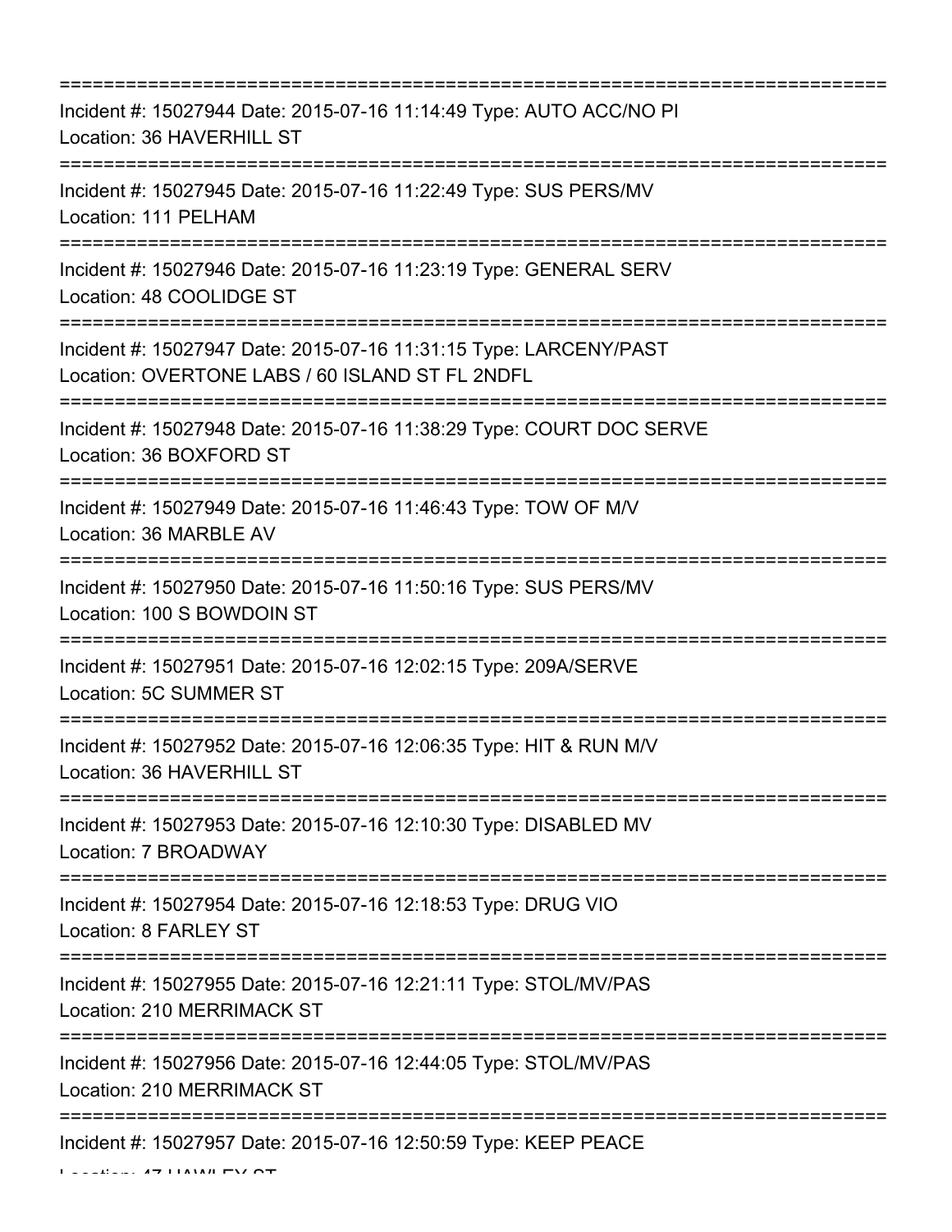===========================================================================
Incident #: 15027944 Date: 2015-07-16 11:14:49 Type: AUTO ACC/NO PI
Location: 36 HAVERHILL ST
===========================================================================
Incident #: 15027945 Date: 2015-07-16 11:22:49 Type: SUS PERS/MV
Location: 111 PELHAM
===========================================================================
Incident #: 15027946 Date: 2015-07-16 11:23:19 Type: GENERAL SERV
Location: 48 COOLIDGE ST
===========================================================================
Incident #: 15027947 Date: 2015-07-16 11:31:15 Type: LARCENY/PAST
Location: OVERTONE LABS / 60 ISLAND ST FL 2NDFL
===========================================================================
Incident #: 15027948 Date: 2015-07-16 11:38:29 Type: COURT DOC SERVE
Location: 36 BOXFORD ST
===========================================================================
Incident #: 15027949 Date: 2015-07-16 11:46:43 Type: TOW OF M/V
Location: 36 MARBLE AV
===========================================================================
Incident #: 15027950 Date: 2015-07-16 11:50:16 Type: SUS PERS/MV
Location: 100 S BOWDOIN ST
===========================================================================
Incident #: 15027951 Date: 2015-07-16 12:02:15 Type: 209A/SERVE
Location: 5C SUMMER ST
===========================================================================
Incident #: 15027952 Date: 2015-07-16 12:06:35 Type: HIT & RUN M/V
Location: 36 HAVERHILL ST
===========================================================================
Incident #: 15027953 Date: 2015-07-16 12:10:30 Type: DISABLED MV
Location: 7 BROADWAY
===========================================================================
Incident #: 15027954 Date: 2015-07-16 12:18:53 Type: DRUG VIO
Location: 8 FARLEY ST
===========================================================================
Incident #: 15027955 Date: 2015-07-16 12:21:11 Type: STOL/MV/PAS
Location: 210 MERRIMACK ST
===========================================================================
Incident #: 15027956 Date: 2015-07-16 12:44:05 Type: STOL/MV/PAS
Location: 210 MERRIMACK ST
===========================================================================
Incident #: 15027957 Date: 2015-07-16 12:50:59 Type: KEEP PEACE
Location: 47 HAWLEY ST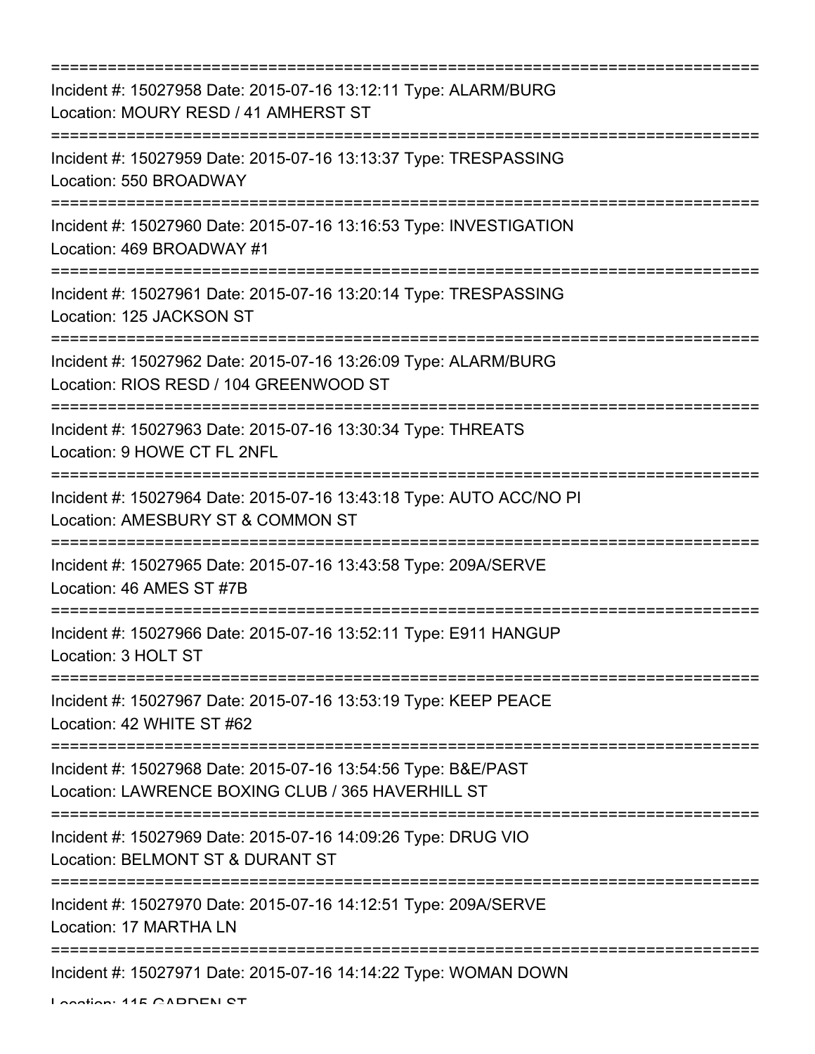===========================================================================

Incident #: 15027958 Date: 2015-07-16 13:12:11 Type: ALARM/BURG
Location: MOURY RESD / 41 AMHERST ST

===========================================================================

Incident #: 15027959 Date: 2015-07-16 13:13:37 Type: TRESPASSING
Location: 550 BROADWAY

===========================================================================

Incident #: 15027960 Date: 2015-07-16 13:16:53 Type: INVESTIGATION
Location: 469 BROADWAY #1

===========================================================================

Incident #: 15027961 Date: 2015-07-16 13:20:14 Type: TRESPASSING
Location: 125 JACKSON ST

===========================================================================

Incident #: 15027962 Date: 2015-07-16 13:26:09 Type: ALARM/BURG
Location: RIOS RESD / 104 GREENWOOD ST

===========================================================================

Incident #: 15027963 Date: 2015-07-16 13:30:34 Type: THREATS
Location: 9 HOWE CT FL 2NFL

===========================================================================

Incident #: 15027964 Date: 2015-07-16 13:43:18 Type: AUTO ACC/NO PI
Location: AMESBURY ST & COMMON ST

===========================================================================

Incident #: 15027965 Date: 2015-07-16 13:43:58 Type: 209A/SERVE
Location: 46 AMES ST #7B

===========================================================================

Incident #: 15027966 Date: 2015-07-16 13:52:11 Type: E911 HANGUP
Location: 3 HOLT ST

===========================================================================

Incident #: 15027967 Date: 2015-07-16 13:53:19 Type: KEEP PEACE
Location: 42 WHITE ST #62

===========================================================================

Incident #: 15027968 Date: 2015-07-16 13:54:56 Type: B&E/PAST
Location: LAWRENCE BOXING CLUB / 365 HAVERHILL ST

===========================================================================

Incident #: 15027969 Date: 2015-07-16 14:09:26 Type: DRUG VIO
Location: BELMONT ST & DURANT ST

===========================================================================

Incident #: 15027970 Date: 2015-07-16 14:12:51 Type: 209A/SERVE
Location: 17 MARTHA LN

===========================================================================

Incident #: 15027971 Date: 2015-07-16 14:14:22 Type: WOMAN DOWN
Location: 115 GARDEN ST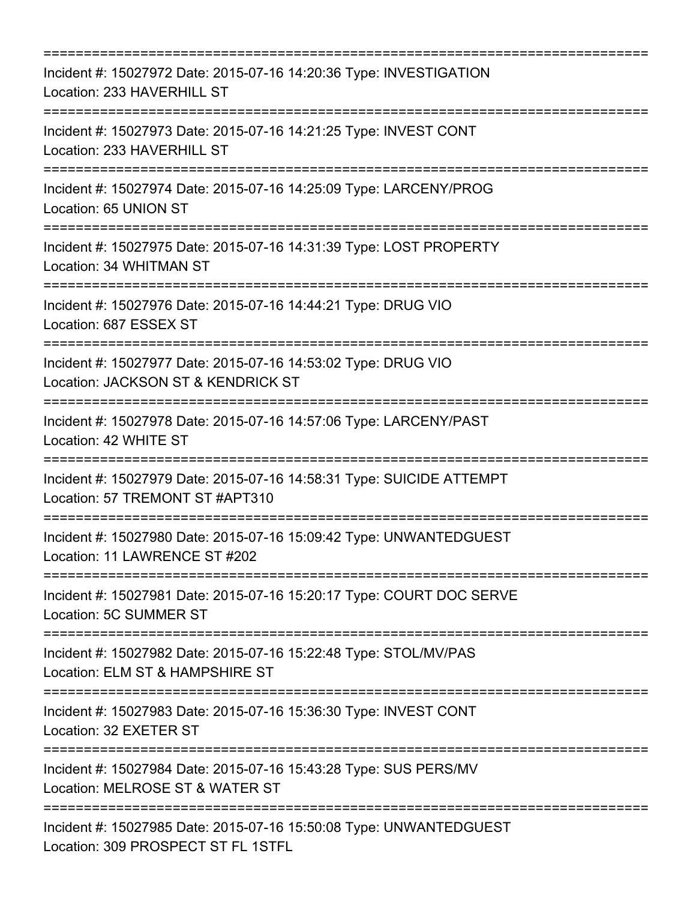===========================================================================
Incident #: 15027972 Date: 2015-07-16 14:20:36 Type: INVESTIGATION
Location: 233 HAVERHILL ST
===========================================================================
Incident #: 15027973 Date: 2015-07-16 14:21:25 Type: INVEST CONT
Location: 233 HAVERHILL ST
===========================================================================
Incident #: 15027974 Date: 2015-07-16 14:25:09 Type: LARCENY/PROG
Location: 65 UNION ST
===========================================================================
Incident #: 15027975 Date: 2015-07-16 14:31:39 Type: LOST PROPERTY
Location: 34 WHITMAN ST
===========================================================================
Incident #: 15027976 Date: 2015-07-16 14:44:21 Type: DRUG VIO
Location: 687 ESSEX ST
===========================================================================
Incident #: 15027977 Date: 2015-07-16 14:53:02 Type: DRUG VIO
Location: JACKSON ST & KENDRICK ST
===========================================================================
Incident #: 15027978 Date: 2015-07-16 14:57:06 Type: LARCENY/PAST
Location: 42 WHITE ST
===========================================================================
Incident #: 15027979 Date: 2015-07-16 14:58:31 Type: SUICIDE ATTEMPT
Location: 57 TREMONT ST #APT310
===========================================================================
Incident #: 15027980 Date: 2015-07-16 15:09:42 Type: UNWANTEDGUEST
Location: 11 LAWRENCE ST #202
===========================================================================
Incident #: 15027981 Date: 2015-07-16 15:20:17 Type: COURT DOC SERVE
Location: 5C SUMMER ST
===========================================================================
Incident #: 15027982 Date: 2015-07-16 15:22:48 Type: STOL/MV/PAS
Location: ELM ST & HAMPSHIRE ST
===========================================================================
Incident #: 15027983 Date: 2015-07-16 15:36:30 Type: INVEST CONT
Location: 32 EXETER ST
===========================================================================
Incident #: 15027984 Date: 2015-07-16 15:43:28 Type: SUS PERS/MV
Location: MELROSE ST & WATER ST
===========================================================================
Incident #: 15027985 Date: 2015-07-16 15:50:08 Type: UNWANTEDGUEST
Location: 309 PROSPECT ST FL 1STFL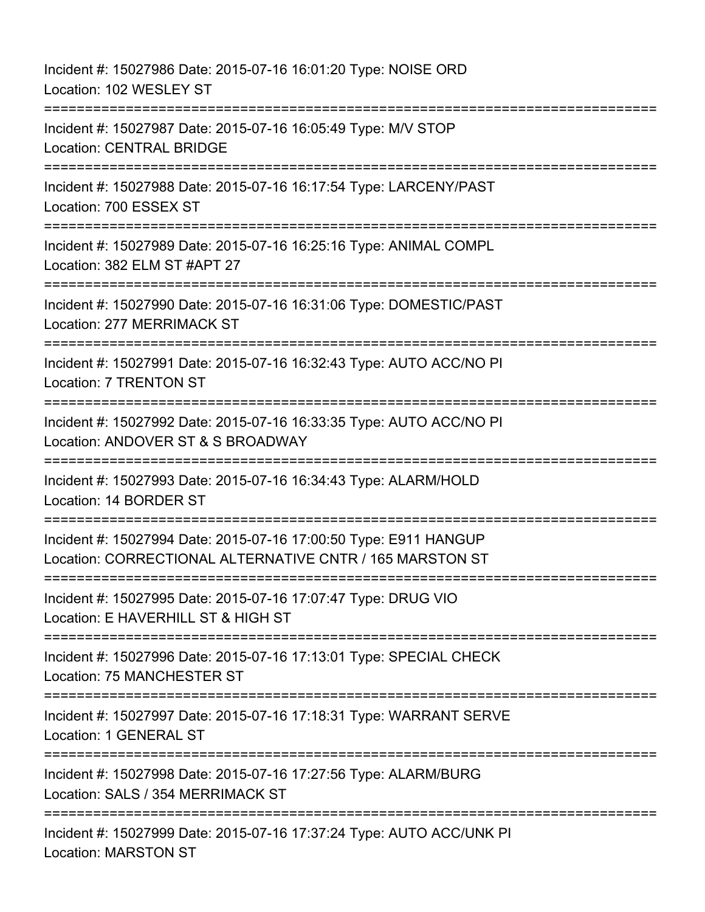Incident #: 15027986 Date: 2015-07-16 16:01:20 Type: NOISE ORD
Location: 102 WESLEY ST

===========================================================================

Incident #: 15027987 Date: 2015-07-16 16:05:49 Type: M/V STOP
Location: CENTRAL BRIDGE

===========================================================================

Incident #: 15027988 Date: 2015-07-16 16:17:54 Type: LARCENY/PAST
Location: 700 ESSEX ST

===========================================================================

Incident #: 15027989 Date: 2015-07-16 16:25:16 Type: ANIMAL COMPL
Location: 382 ELM ST #APT 27

===========================================================================

Incident #: 15027990 Date: 2015-07-16 16:31:06 Type: DOMESTIC/PAST
Location: 277 MERRIMACK ST

===========================================================================

Incident #: 15027991 Date: 2015-07-16 16:32:43 Type: AUTO ACC/NO PI
Location: 7 TRENTON ST

===========================================================================

Incident #: 15027992 Date: 2015-07-16 16:33:35 Type: AUTO ACC/NO PI
Location: ANDOVER ST & S BROADWAY

===========================================================================

Incident #: 15027993 Date: 2015-07-16 16:34:43 Type: ALARM/HOLD
Location: 14 BORDER ST

===========================================================================

Incident #: 15027994 Date: 2015-07-16 17:00:50 Type: E911 HANGUP
Location: CORRECTIONAL ALTERNATIVE CNTR / 165 MARSTON ST

===========================================================================

Incident #: 15027995 Date: 2015-07-16 17:07:47 Type: DRUG VIO
Location: E HAVERHILL ST & HIGH ST

===========================================================================

Incident #: 15027996 Date: 2015-07-16 17:13:01 Type: SPECIAL CHECK
Location: 75 MANCHESTER ST

===========================================================================

Incident #: 15027997 Date: 2015-07-16 17:18:31 Type: WARRANT SERVE
Location: 1 GENERAL ST

===========================================================================

Incident #: 15027998 Date: 2015-07-16 17:27:56 Type: ALARM/BURG
Location: SALS / 354 MERRIMACK ST

===========================================================================

Incident #: 15027999 Date: 2015-07-16 17:37:24 Type: AUTO ACC/UNK PI
Location: MARSTON ST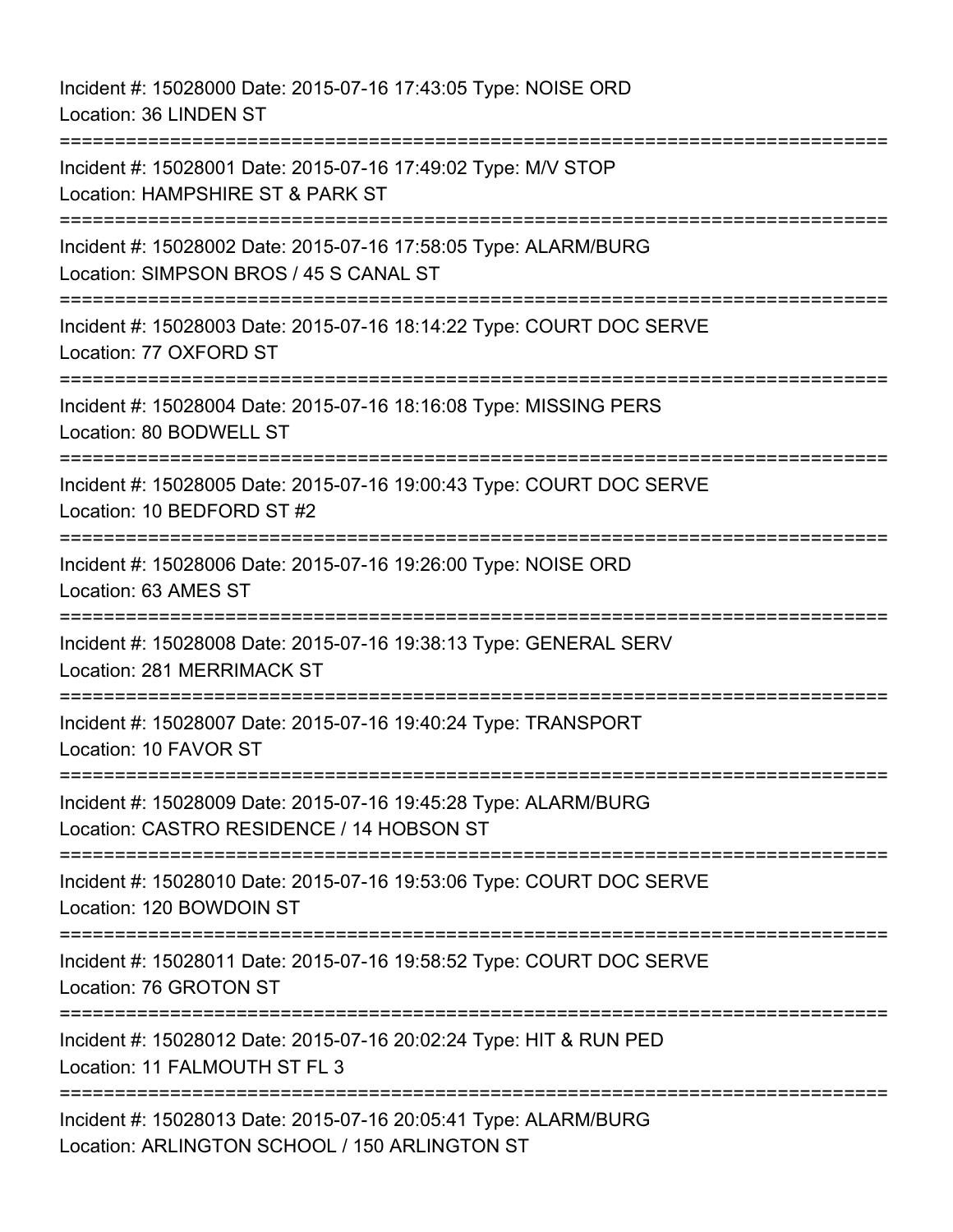Incident #: 15028000 Date: 2015-07-16 17:43:05 Type: NOISE ORD
Location: 36 LINDEN ST

===========================================================================

Incident #: 15028001 Date: 2015-07-16 17:49:02 Type: M/V STOP
Location: HAMPSHIRE ST & PARK ST

===========================================================================

Incident #: 15028002 Date: 2015-07-16 17:58:05 Type: ALARM/BURG
Location: SIMPSON BROS / 45 S CANAL ST

===========================================================================

Incident #: 15028003 Date: 2015-07-16 18:14:22 Type: COURT DOC SERVE
Location: 77 OXFORD ST

===========================================================================

Incident #: 15028004 Date: 2015-07-16 18:16:08 Type: MISSING PERS
Location: 80 BODWELL ST

===========================================================================

Incident #: 15028005 Date: 2015-07-16 19:00:43 Type: COURT DOC SERVE
Location: 10 BEDFORD ST #2

===========================================================================

Incident #: 15028006 Date: 2015-07-16 19:26:00 Type: NOISE ORD
Location: 63 AMES ST

===========================================================================

Incident #: 15028008 Date: 2015-07-16 19:38:13 Type: GENERAL SERV
Location: 281 MERRIMACK ST

===========================================================================

Incident #: 15028007 Date: 2015-07-16 19:40:24 Type: TRANSPORT
Location: 10 FAVOR ST

===========================================================================

Incident #: 15028009 Date: 2015-07-16 19:45:28 Type: ALARM/BURG
Location: CASTRO RESIDENCE / 14 HOBSON ST

===========================================================================

Incident #: 15028010 Date: 2015-07-16 19:53:06 Type: COURT DOC SERVE
Location: 120 BOWDOIN ST

===========================================================================

Incident #: 15028011 Date: 2015-07-16 19:58:52 Type: COURT DOC SERVE
Location: 76 GROTON ST

===========================================================================

Incident #: 15028012 Date: 2015-07-16 20:02:24 Type: HIT & RUN PED
Location: 11 FALMOUTH ST FL 3

===========================================================================

Incident #: 15028013 Date: 2015-07-16 20:05:41 Type: ALARM/BURG
Location: ARLINGTON SCHOOL / 150 ARLINGTON ST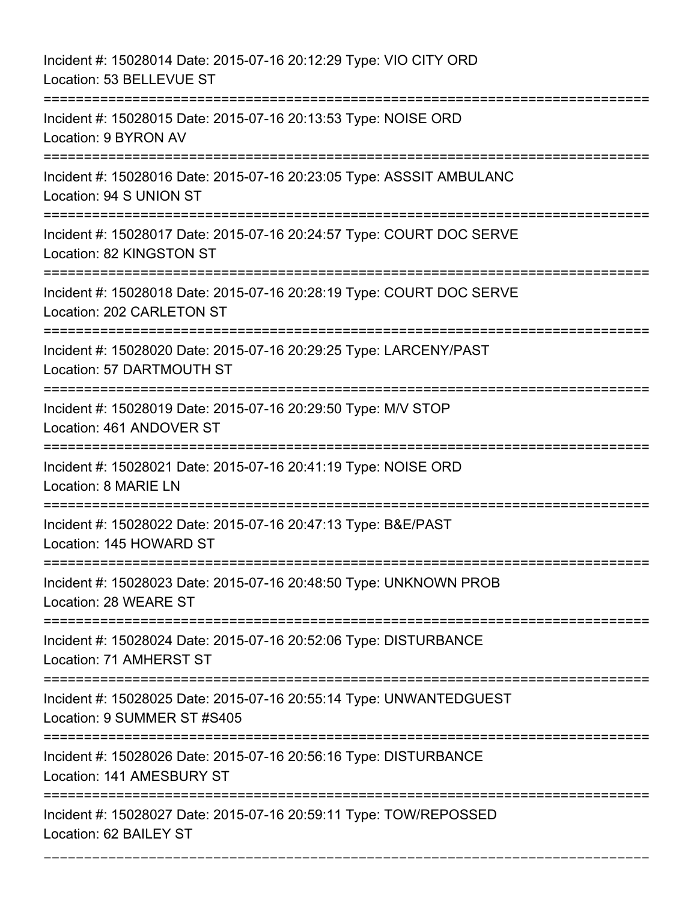Incident #: 15028014 Date: 2015-07-16 20:12:29 Type: VIO CITY ORD
Location: 53 BELLEVUE ST

===========================================================================

Incident #: 15028015 Date: 2015-07-16 20:13:53 Type: NOISE ORD
Location: 9 BYRON AV

===========================================================================

Incident #: 15028016 Date: 2015-07-16 20:23:05 Type: ASSSIT AMBULANC
Location: 94 S UNION ST

===========================================================================

Incident #: 15028017 Date: 2015-07-16 20:24:57 Type: COURT DOC SERVE
Location: 82 KINGSTON ST

===========================================================================

Incident #: 15028018 Date: 2015-07-16 20:28:19 Type: COURT DOC SERVE
Location: 202 CARLETON ST

===========================================================================

Incident #: 15028020 Date: 2015-07-16 20:29:25 Type: LARCENY/PAST
Location: 57 DARTMOUTH ST

===========================================================================

Incident #: 15028019 Date: 2015-07-16 20:29:50 Type: M/V STOP
Location: 461 ANDOVER ST

===========================================================================

Incident #: 15028021 Date: 2015-07-16 20:41:19 Type: NOISE ORD
Location: 8 MARIE LN

===========================================================================

Incident #: 15028022 Date: 2015-07-16 20:47:13 Type: B&E/PAST
Location: 145 HOWARD ST

===========================================================================

Incident #: 15028023 Date: 2015-07-16 20:48:50 Type: UNKNOWN PROB
Location: 28 WEARE ST

===========================================================================

Incident #: 15028024 Date: 2015-07-16 20:52:06 Type: DISTURBANCE
Location: 71 AMHERST ST

===========================================================================

Incident #: 15028025 Date: 2015-07-16 20:55:14 Type: UNWANTEDGUEST
Location: 9 SUMMER ST #S405

===========================================================================

Incident #: 15028026 Date: 2015-07-16 20:56:16 Type: DISTURBANCE
Location: 141 AMESBURY ST

===========================================================================

Incident #: 15028027 Date: 2015-07-16 20:59:11 Type: TOW/REPOSSED
Location: 62 BAILEY ST

---------------------------------------------------------------------------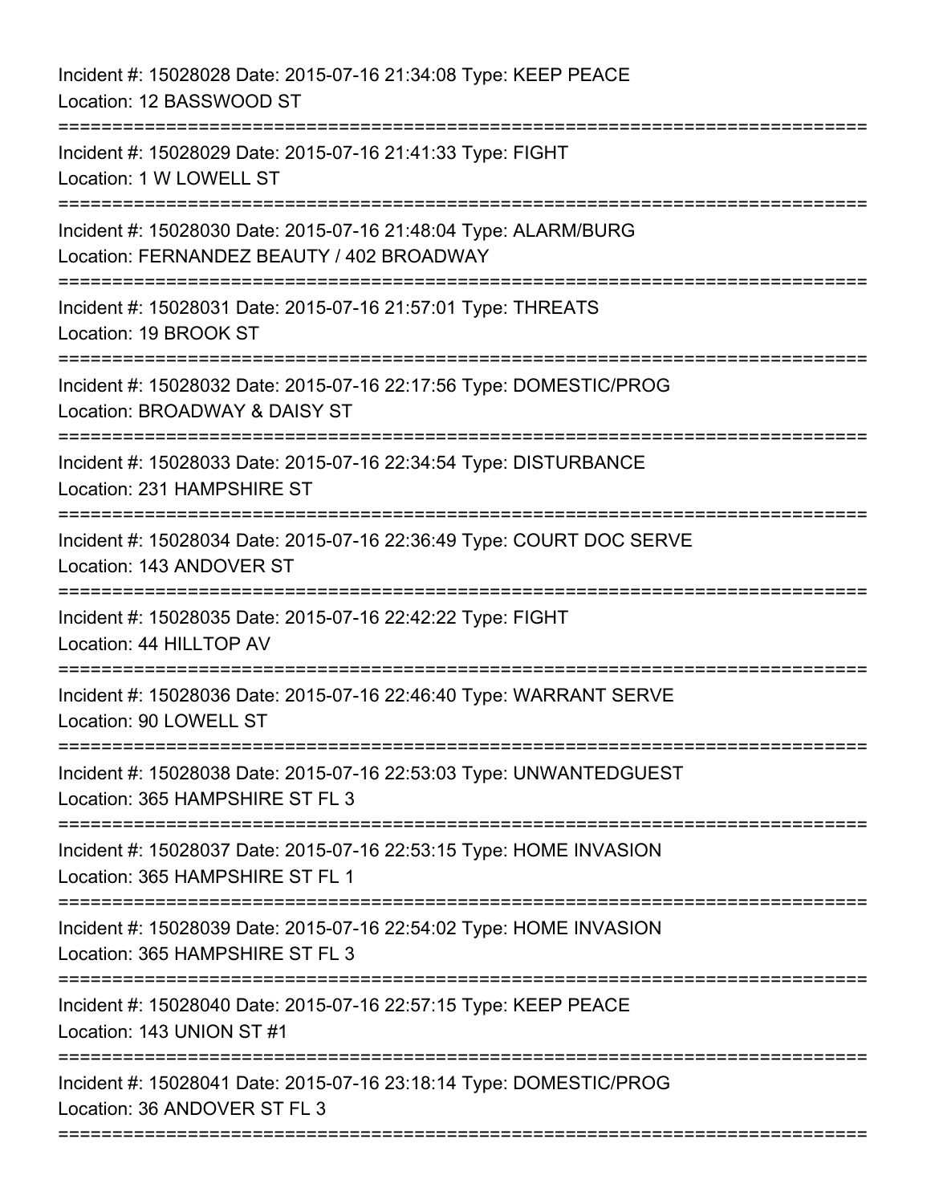Incident #: 15028028 Date: 2015-07-16 21:34:08 Type: KEEP PEACE
Location: 12 BASSWOOD ST

===========================================================================

Incident #: 15028029 Date: 2015-07-16 21:41:33 Type: FIGHT
Location: 1 W LOWELL ST

===========================================================================

Incident #: 15028030 Date: 2015-07-16 21:48:04 Type: ALARM/BURG
Location: FERNANDEZ BEAUTY / 402 BROADWAY

===========================================================================

Incident #: 15028031 Date: 2015-07-16 21:57:01 Type: THREATS
Location: 19 BROOK ST

===========================================================================

Incident #: 15028032 Date: 2015-07-16 22:17:56 Type: DOMESTIC/PROG
Location: BROADWAY & DAISY ST

===========================================================================

Incident #: 15028033 Date: 2015-07-16 22:34:54 Type: DISTURBANCE
Location: 231 HAMPSHIRE ST

===========================================================================

Incident #: 15028034 Date: 2015-07-16 22:36:49 Type: COURT DOC SERVE
Location: 143 ANDOVER ST

===========================================================================

Incident #: 15028035 Date: 2015-07-16 22:42:22 Type: FIGHT
Location: 44 HILLTOP AV

===========================================================================

Incident #: 15028036 Date: 2015-07-16 22:46:40 Type: WARRANT SERVE
Location: 90 LOWELL ST

===========================================================================

Incident #: 15028038 Date: 2015-07-16 22:53:03 Type: UNWANTEDGUEST
Location: 365 HAMPSHIRE ST FL 3

===========================================================================

Incident #: 15028037 Date: 2015-07-16 22:53:15 Type: HOME INVASION
Location: 365 HAMPSHIRE ST FL 1

===========================================================================

Incident #: 15028039 Date: 2015-07-16 22:54:02 Type: HOME INVASION
Location: 365 HAMPSHIRE ST FL 3

===========================================================================

Incident #: 15028040 Date: 2015-07-16 22:57:15 Type: KEEP PEACE
Location: 143 UNION ST #1

===========================================================================

Incident #: 15028041 Date: 2015-07-16 23:18:14 Type: DOMESTIC/PROG
Location: 36 ANDOVER ST FL 3

===========================================================================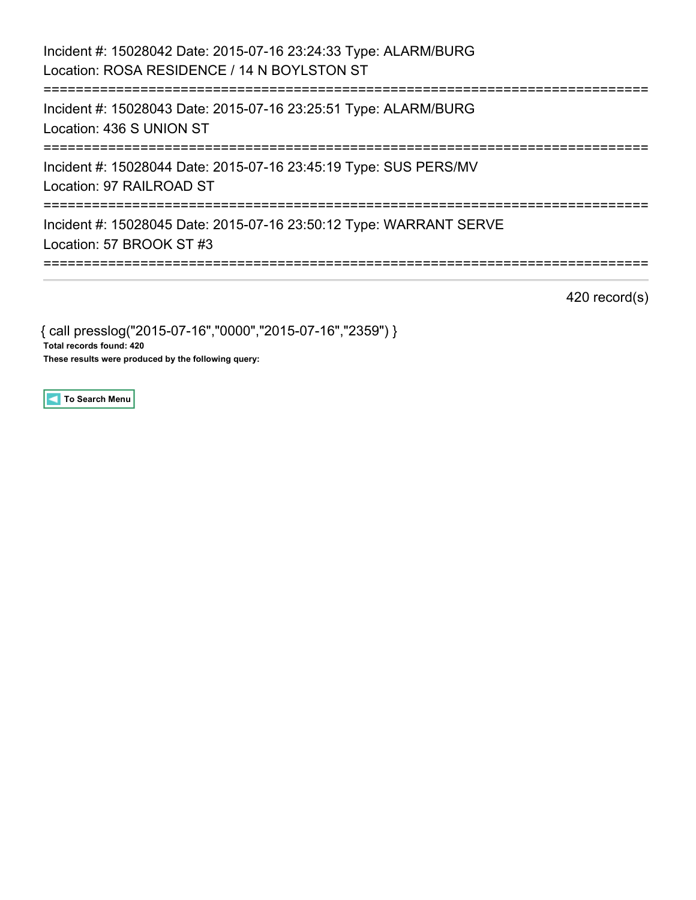Incident #: 15028042 Date: 2015-07-16 23:24:33 Type: ALARM/BURG
Location: ROSA RESIDENCE / 14 N BOYLSTON ST

===========================================================================

Incident #: 15028043 Date: 2015-07-16 23:25:51 Type: ALARM/BURG
Location: 436 S UNION ST

===========================================================================

Incident #: 15028044 Date: 2015-07-16 23:45:19 Type: SUS PERS/MV
Location: 97 RAILROAD ST

===========================================================================

Incident #: 15028045 Date: 2015-07-16 23:50:12 Type: WARRANT SERVE
Location: 57 BROOK ST #3

===========================================================================

420 record(s)

{ call presslog("2015-07-16","0000","2015-07-16","2359") }

**Total records found: 420**

**These results were produced by the following query:**

To Search Menu